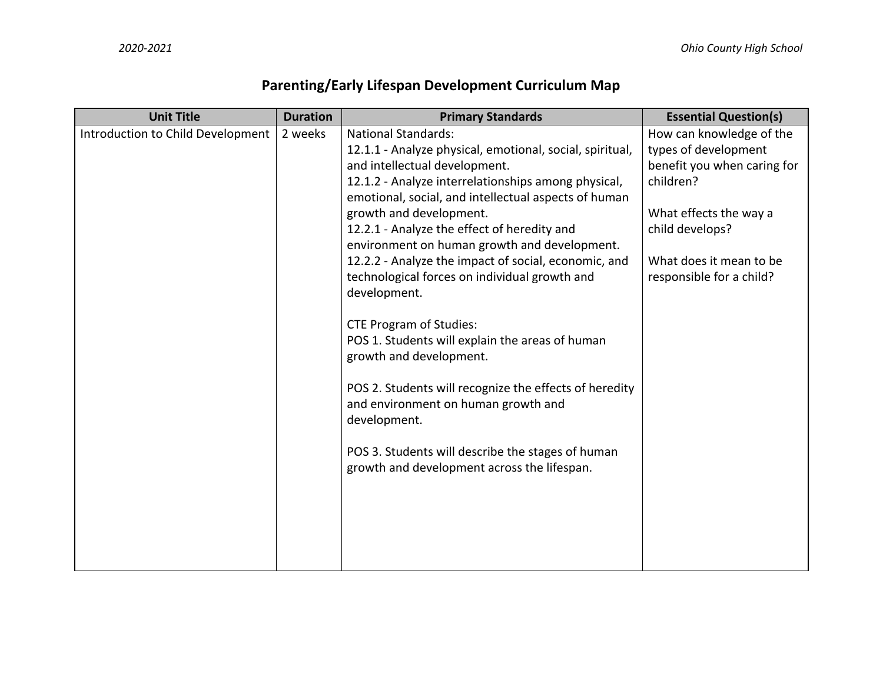# Parenting/Early Lifespan Development Curriculum Map

| Unit Title | Duration | Primary Standards | Essential Question(s) |
|---|---|---|---|
| Introduction to Child Development | 2 weeks | National Standards:<br>12.1.1 - Analyze physical, emotional, social, spiritual, and intellectual development.<br>12.1.2 - Analyze interrelationships among physical, emotional, social, and intellectual aspects of human growth and development.<br>12.2.1 - Analyze the effect of heredity and environment on human growth and development.<br>12.2.2 - Analyze the impact of social, economic, and technological forces on individual growth and development.<br><br>CTE Program of Studies:<br>POS 1. Students will explain the areas of human growth and development.<br><br>POS 2. Students will recognize the effects of heredity and environment on human growth and development.<br><br>POS 3. Students will describe the stages of human growth and development across the lifespan. | How can knowledge of the types of development benefit you when caring for children?<br><br>What effects the way a child develops?<br><br>What does it mean to be responsible for a child? |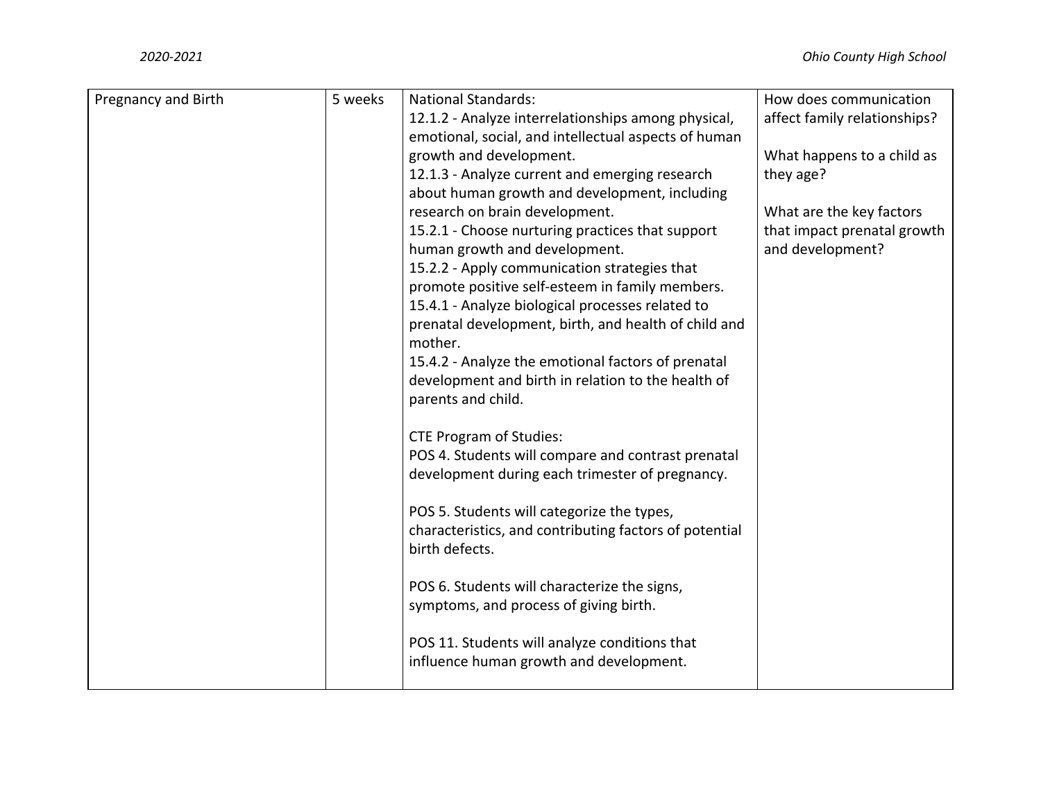| Pregnancy and Birth | 5 weeks | National Standards:<br>12.1.2 - Analyze interrelationships among physical, emotional, social, and intellectual aspects of human growth and development.<br>12.1.3 - Analyze current and emerging research about human growth and development, including research on brain development.<br>15.2.1 - Choose nurturing practices that support human growth and development.<br>15.2.2 - Apply communication strategies that promote positive self-esteem in family members.<br>15.4.1 - Analyze biological processes related to prenatal development, birth, and health of child and mother.<br>15.4.2 - Analyze the emotional factors of prenatal development and birth in relation to the health of parents and child.<br><br>CTE Program of Studies:<br>POS 4. Students will compare and contrast prenatal development during each trimester of pregnancy.<br><br>POS 5. Students will categorize the types, characteristics, and contributing factors of potential birth defects.<br><br>POS 6. Students will characterize the signs, symptoms, and process of giving birth.<br><br>POS 11. Students will analyze conditions that influence human growth and development. | How does communication affect family relationships?<br><br>What happens to a child as they age?<br><br>What are the key factors that impact prenatal growth and development? |
|---|---|---|---|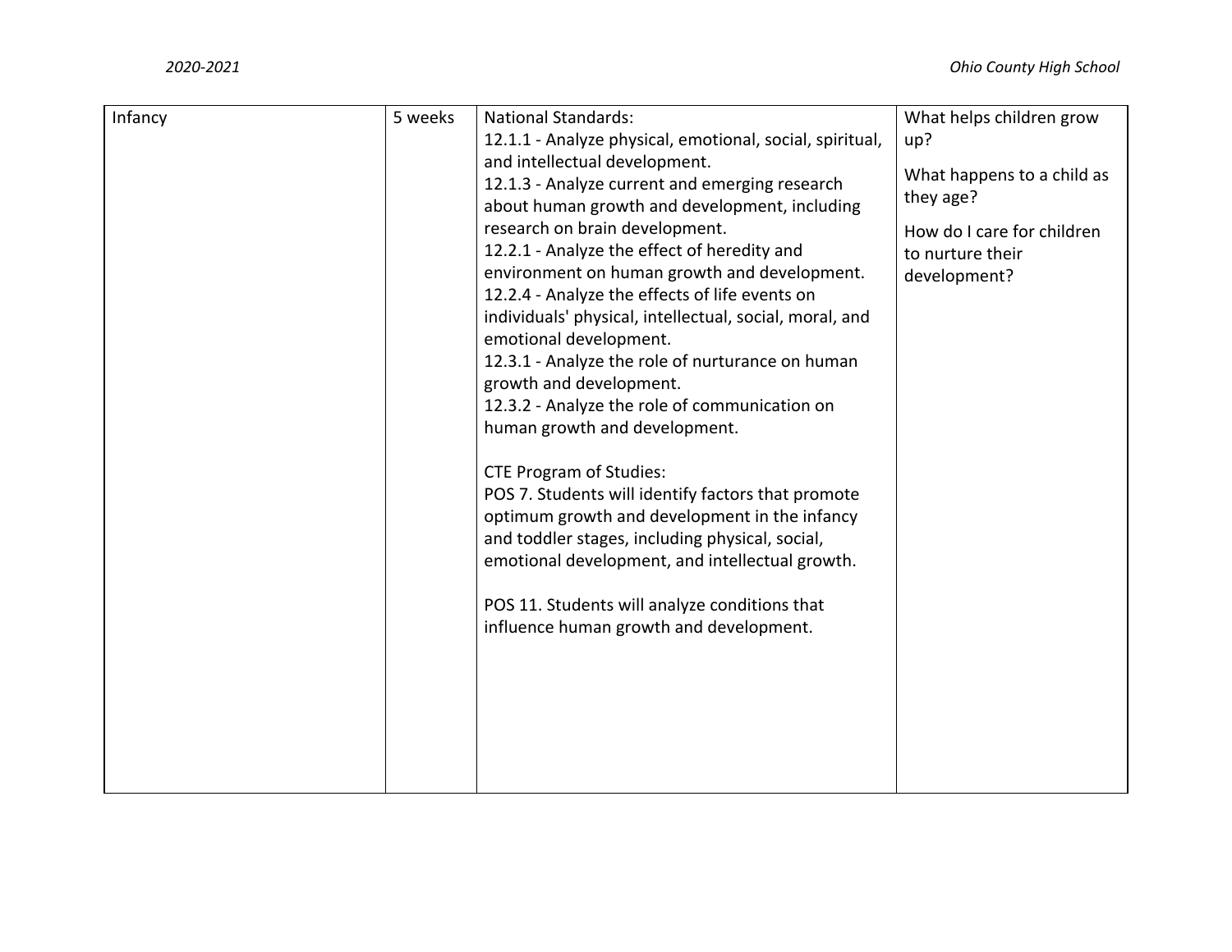| Infancy | 5 weeks | National Standards:<br>12.1.1 - Analyze physical, emotional, social, spiritual, and intellectual development.<br>12.1.3 - Analyze current and emerging research about human growth and development, including research on brain development.<br>12.2.1 - Analyze the effect of heredity and environment on human growth and development.<br>12.2.4 - Analyze the effects of life events on individuals' physical, intellectual, social, moral, and emotional development.<br>12.3.1 - Analyze the role of nurturance on human growth and development.<br>12.3.2 - Analyze the role of communication on human growth and development.<br><br>CTE Program of Studies:<br>POS 7. Students will identify factors that promote optimum growth and development in the infancy and toddler stages, including physical, social, emotional development, and intellectual growth.<br><br>POS 11. Students will analyze conditions that influence human growth and development. | What helps children grow up?<br><br>What happens to a child as they age?<br><br>How do I care for children to nurture their development? |
|---|---|---|---|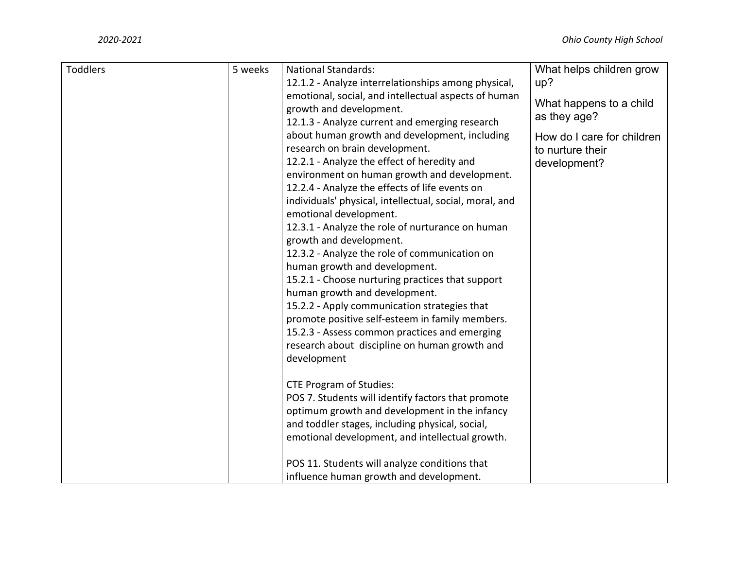| Toddlers | 5 weeks | National Standards:<br>12.1.2 - Analyze interrelationships among physical, emotional, social, and intellectual aspects of human growth and development.<br>12.1.3 - Analyze current and emerging research about human growth and development, including research on brain development.<br>12.2.1 - Analyze the effect of heredity and environment on human growth and development.<br>12.2.4 - Analyze the effects of life events on individuals' physical, intellectual, social, moral, and emotional development.<br>12.3.1 - Analyze the role of nurturance on human growth and development.<br>12.3.2 - Analyze the role of communication on human growth and development.<br>15.2.1 - Choose nurturing practices that support human growth and development.<br>15.2.2 - Apply communication strategies that promote positive self-esteem in family members.<br>15.2.3 - Assess common practices and emerging research about discipline on human growth and development<br><br>CTE Program of Studies:<br>POS 7. Students will identify factors that promote optimum growth and development in the infancy and toddler stages, including physical, social, emotional development, and intellectual growth.<br><br>POS 11. Students will analyze conditions that influence human growth and development. | What helps children grow up?<br><br>What happens to a child as they age?<br><br>How do I care for children to nurture their development? |
|---|---|---|---|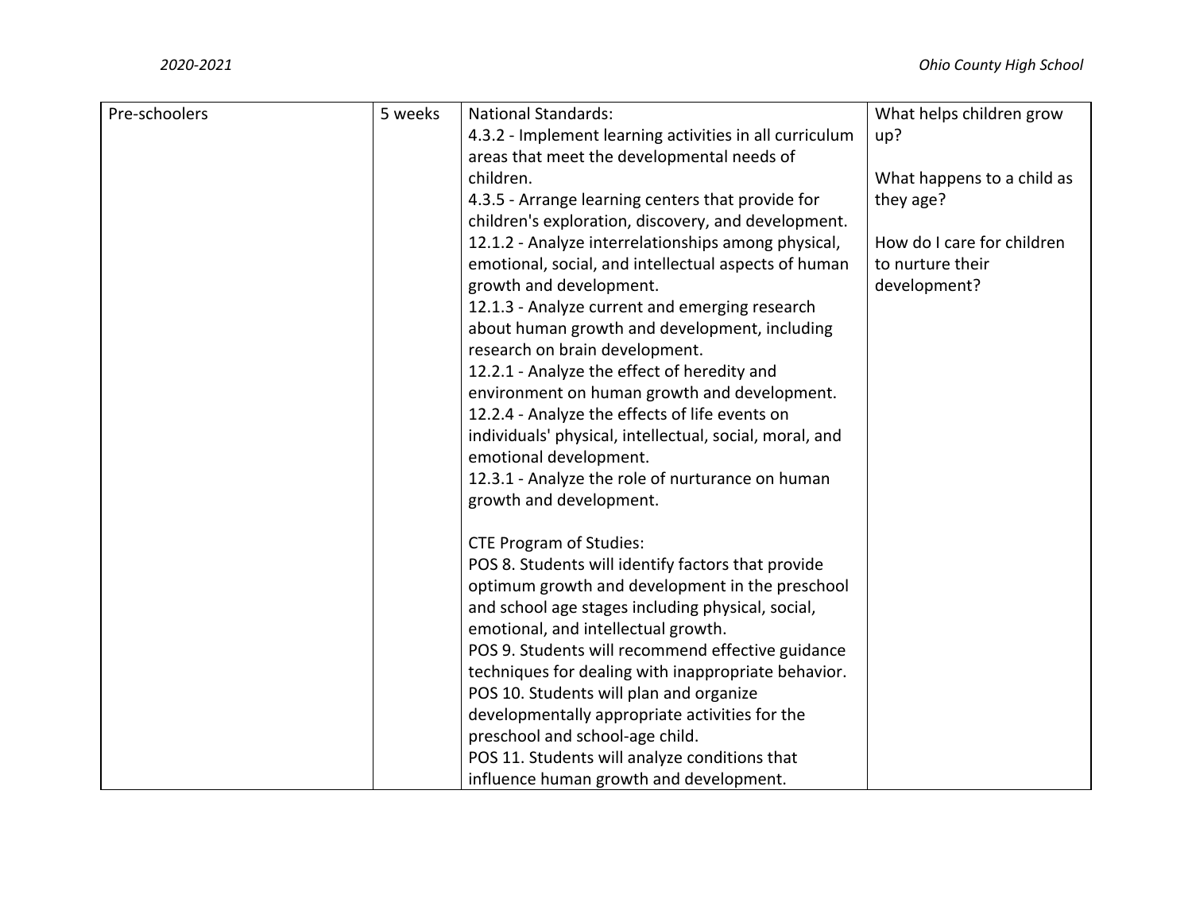| Pre-schoolers | 5 weeks | National Standards:<br>4.3.2 - Implement learning activities in all curriculum areas that meet the developmental needs of children.<br>4.3.5 - Arrange learning centers that provide for children's exploration, discovery, and development.<br>12.1.2 - Analyze interrelationships among physical, emotional, social, and intellectual aspects of human growth and development.<br>12.1.3 - Analyze current and emerging research about human growth and development, including research on brain development.<br>12.2.1 - Analyze the effect of heredity and environment on human growth and development.<br>12.2.4 - Analyze the effects of life events on individuals' physical, intellectual, social, moral, and emotional development.<br>12.3.1 - Analyze the role of nurturance on human growth and development.<br><br>CTE Program of Studies:<br>POS 8. Students will identify factors that provide optimum growth and development in the preschool and school age stages including physical, social, emotional, and intellectual growth.<br>POS 9. Students will recommend effective guidance techniques for dealing with inappropriate behavior.<br>POS 10. Students will plan and organize developmentally appropriate activities for the preschool and school-age child.<br>POS 11. Students will analyze conditions that influence human growth and development. | What helps children grow up?<br><br>What happens to a child as they age?<br><br>How do I care for children to nurture their development? |
|---|---|---|---|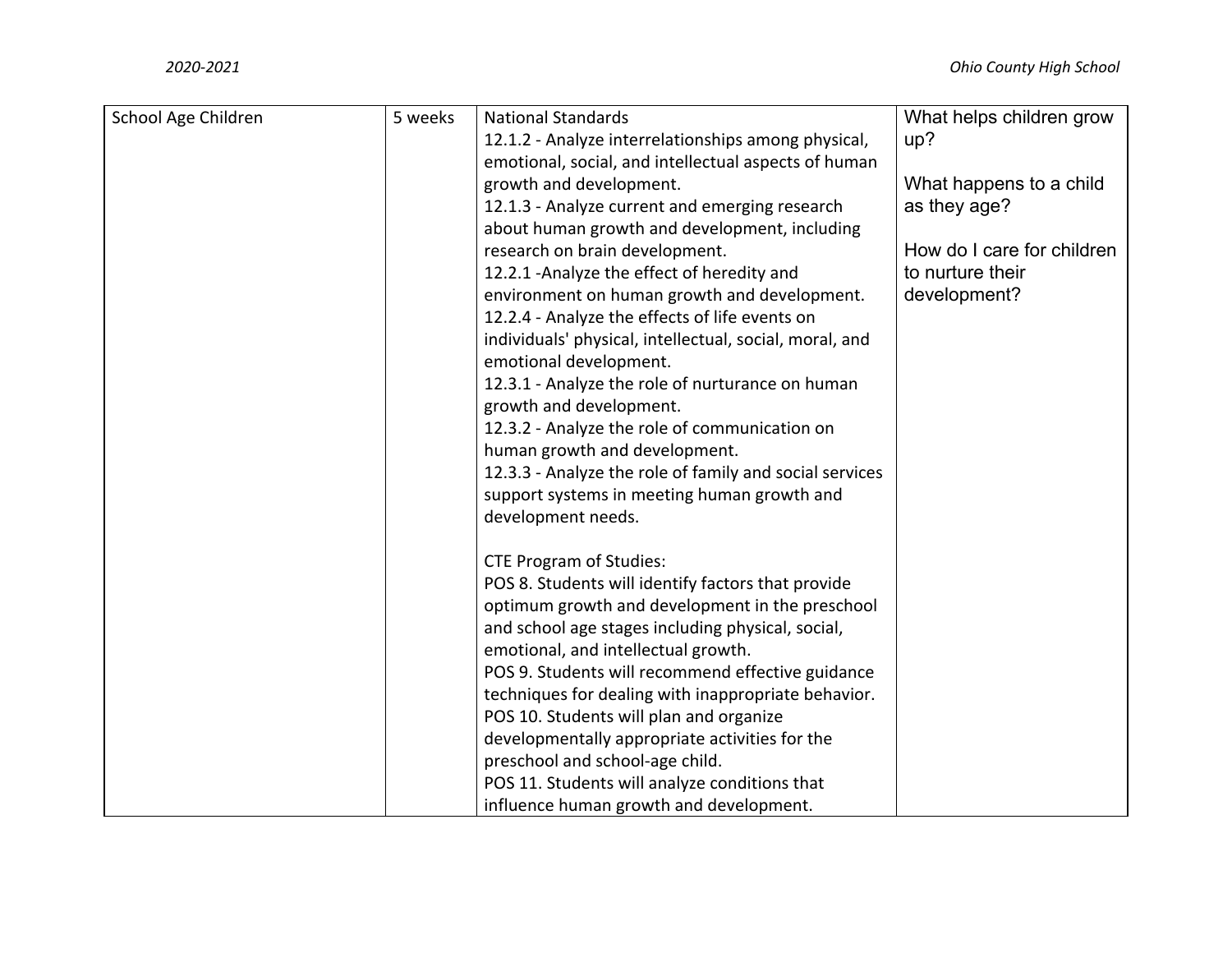| School Age Children | 5 weeks | National Standards<br>12.1.2 - Analyze interrelationships among physical, emotional, social, and intellectual aspects of human growth and development.<br>12.1.3 - Analyze current and emerging research about human growth and development, including research on brain development.<br>12.2.1 -Analyze the effect of heredity and environment on human growth and development.<br>12.2.4 - Analyze the effects of life events on individuals' physical, intellectual, social, moral, and emotional development.<br>12.3.1 - Analyze the role of nurturance on human growth and development.<br>12.3.2 - Analyze the role of communication on human growth and development.<br>12.3.3 - Analyze the role of family and social services support systems in meeting human growth and development needs.<br><br>CTE Program of Studies:<br>POS 8. Students will identify factors that provide optimum growth and development in the preschool and school age stages including physical, social, emotional, and intellectual growth.<br>POS 9. Students will recommend effective guidance techniques for dealing with inappropriate behavior.<br>POS 10. Students will plan and organize developmentally appropriate activities for the preschool and school-age child.<br>POS 11. Students will analyze conditions that influence human growth and development. | What helps children grow up?<br><br>What happens to a child as they age?<br><br>How do I care for children to nurture their development? |
|---|---|---|---|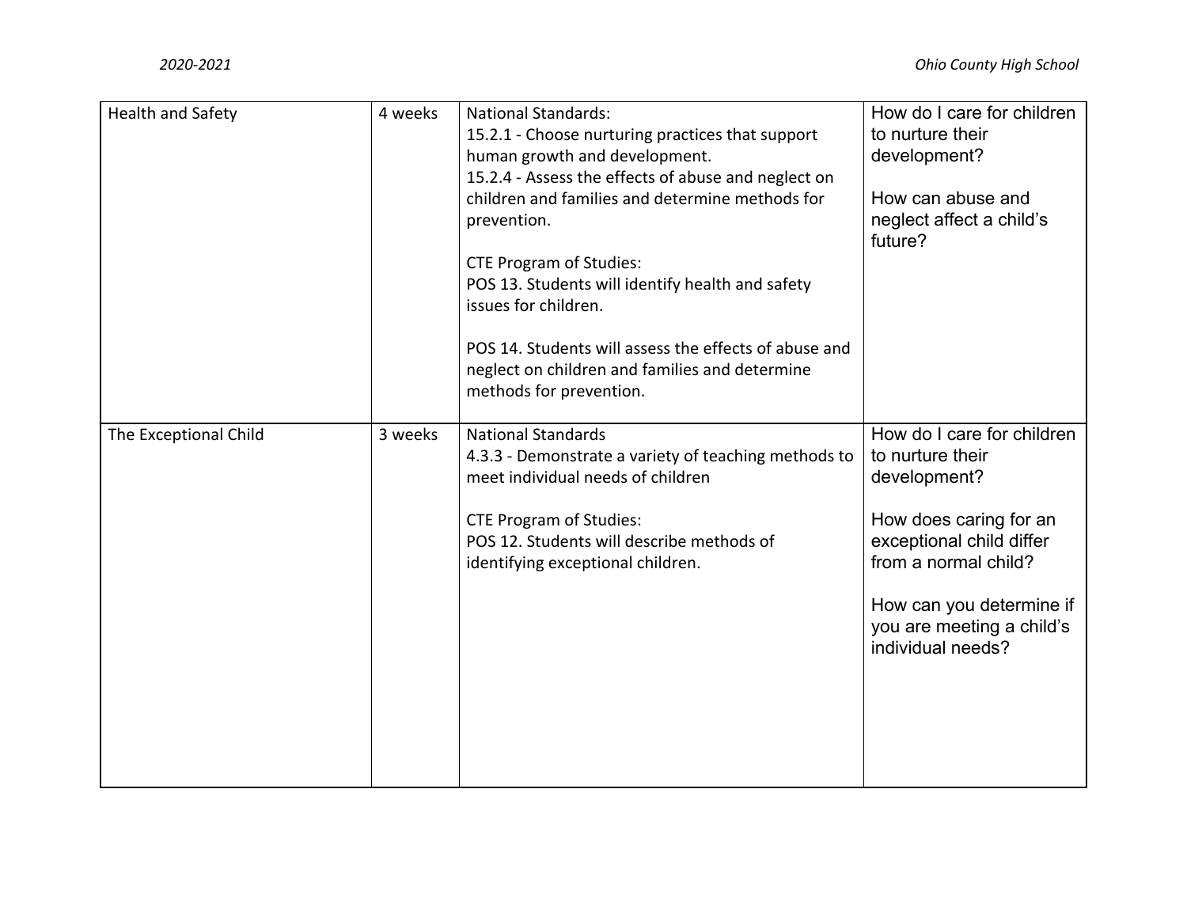| | | | |
|---|---|---|---|
| Health and Safety | 4 weeks | National Standards:<br>15.2.1 - Choose nurturing practices that support human growth and development.<br>15.2.4 - Assess the effects of abuse and neglect on children and families and determine methods for prevention.<br><br>CTE Program of Studies:<br>POS 13. Students will identify health and safety issues for children.<br><br>POS 14. Students will assess the effects of abuse and neglect on children and families and determine methods for prevention. | How do I care for children to nurture their development?<br><br>How can abuse and neglect affect a child's future? |
| The Exceptional Child | 3 weeks | National Standards<br>4.3.3 - Demonstrate a variety of teaching methods to meet individual needs of children<br><br>CTE Program of Studies:<br>POS 12. Students will describe methods of identifying exceptional children. | How do I care for children to nurture their development?<br><br>How does caring for an exceptional child differ from a normal child?<br><br>How can you determine if you are meeting a child's individual needs? |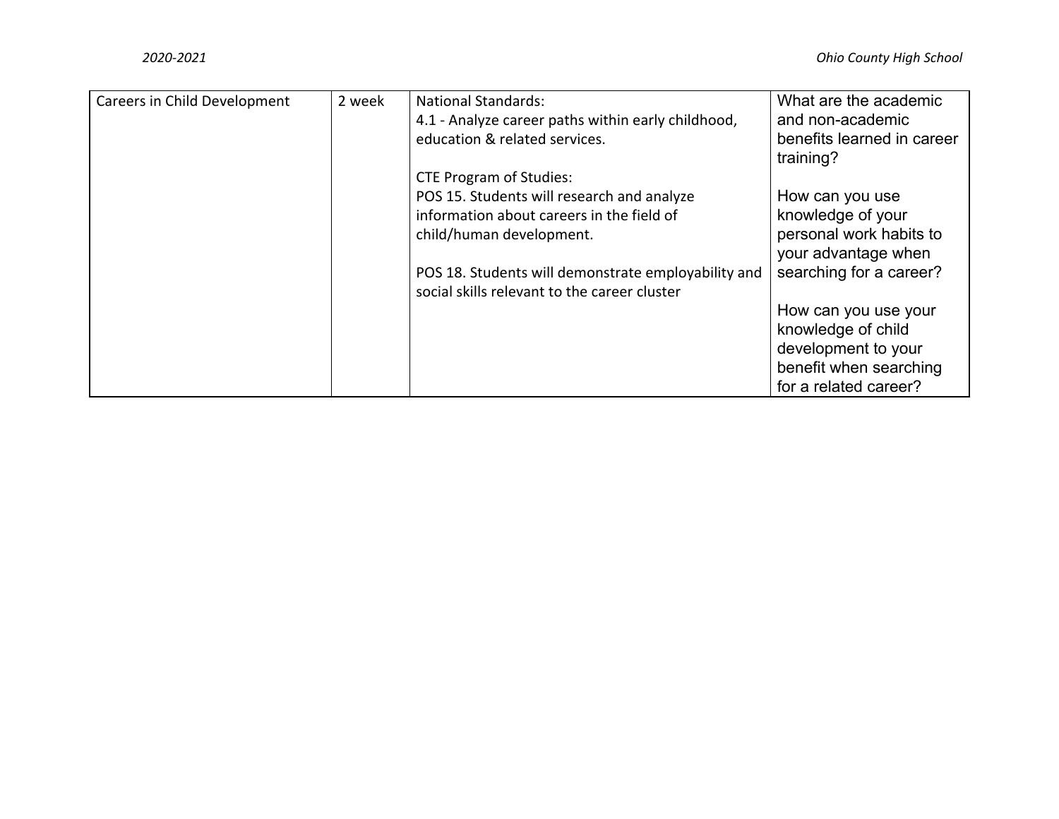| | | | |
|---|---|---|---|
| Careers in Child Development | 2 week | National Standards:<br>4.1 - Analyze career paths within early childhood, education & related services.<br><br>CTE Program of Studies:<br>POS 15. Students will research and analyze information about careers in the field of child/human development.<br><br>POS 18. Students will demonstrate employability and social skills relevant to the career cluster | What are the academic and non-academic benefits learned in career training?<br><br>How can you use knowledge of your personal work habits to your advantage when searching for a career?<br><br>How can you use your knowledge of child development to your benefit when searching for a related career? |